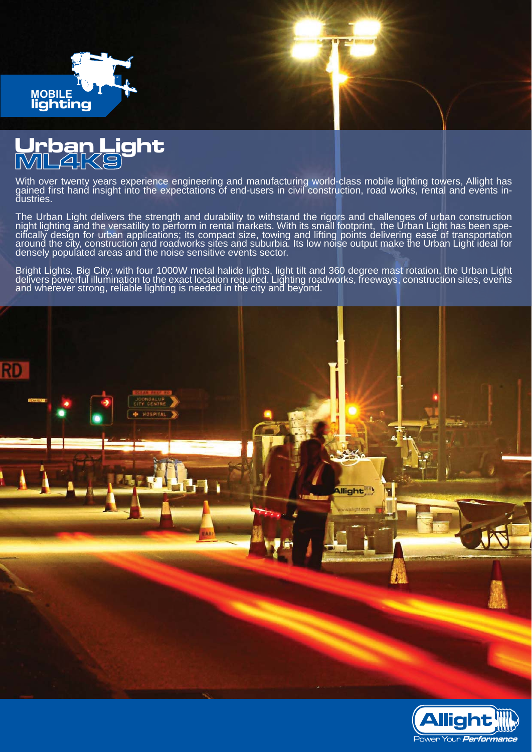MOBILE
lighting

# Urban Light
## ML4K9

With over twenty years experience engineering and manufacturing world-class mobile lighting towers, Allight has gained first hand insight into the expectations of end-users in civil construction, road works, rental and events industries.

The Urban Light delivers the strength and durability to withstand the rigors and challenges of urban construction night lighting and the versatility to perform in rental markets. With its small footprint, the Urban Light has been specifically design for urban applications; its compact size, towing and lifting points delivering ease of transportation around the city, construction and roadworks sites and suburbia. Its low noise output make the Urban Light ideal for densely populated areas and the noise sensitive events sector.

Bright Lights, Big City: with four 1000W metal halide lights, light tilt and 360 degree mast rotation, the Urban Light delivers powerful illumination to the exact location required. Lighting roadworks, freeways, construction sites, events and wherever strong, reliable lighting is needed in the city and beyond.

Allight
Power Your *Performance*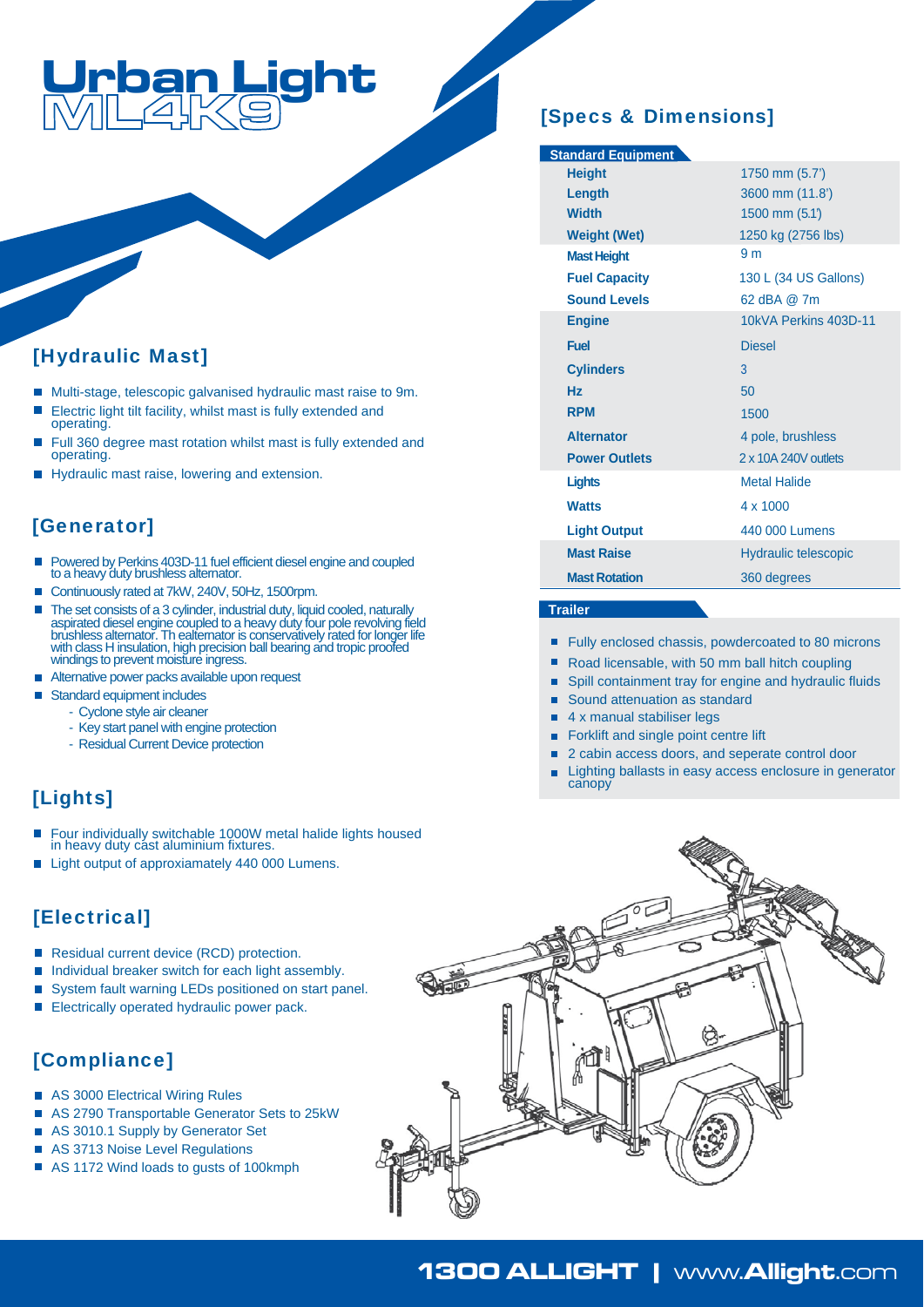# Urban Light
# ML4K9

## [Hydraulic Mast]

- Multi-stage, telescopic galvanised hydraulic mast raise to 9m.
- Electric light tilt facility, whilst mast is fully extended and operating.
- Full 360 degree mast rotation whilst mast is fully extended and operating.
- Hydraulic mast raise, lowering and extension.

## [Generator]

- Powered by Perkins 403D-11 fuel efficient diesel engine and coupled to a heavy duty brushless alternator.
- Continuously rated at 7kW, 240V, 50Hz, 1500rpm.
- The set consists of a 3 cylinder, industrial duty, liquid cooled, naturally aspirated diesel engine coupled to a heavy duty four pole revolving field brushless alternator. Th ealternator is conservatively rated for longer life with class H insulation, high precision ball bearing and tropic proofed windings to prevent moisture ingress.
- Alternative power packs available upon request
- Standard equipment includes
  - Cyclone style air cleaner
  - Key start panel with engine protection
  - Residual Current Device protection

## [Lights]

- Four individually switchable 1000W metal halide lights housed in heavy duty cast aluminium fixtures.
- Light output of approxiamately 440 000 Lumens.

## [Electrical]

- Residual current device (RCD) protection.
- Individual breaker switch for each light assembly.
- System fault warning LEDs positioned on start panel.
- Electrically operated hydraulic power pack.

## [Compliance]

- AS 3000 Electrical Wiring Rules
- AS 2790 Transportable Generator Sets to 25kW
- AS 3010.1 Supply by Generator Set
- AS 3713 Noise Level Regulations
- AS 1172 Wind loads to gusts of 100kmph

## [Specs & Dimensions]

**Standard Equipment**

| | |
|---|---|
| **Height** | 1750 mm (5.7') |
| **Length** | 3600 mm (11.8') |
| **Width** | 1500 mm (5.1') |
| **Weight (Wet)** | 1250 kg (2756 lbs) |
| **Mast Height** | 9 m |
| **Fuel Capacity** | 130 L (34 US Gallons) |
| **Sound Levels** | 62 dBA @ 7m |
| **Engine** | 10kVA Perkins 403D-11 |
| **Fuel** | Diesel |
| **Cylinders** | 3 |
| **Hz** | 50 |
| **RPM** | 1500 |
| **Alternator** | 4 pole, brushless |
| **Power Outlets** | 2 x 10A 240V outlets |
| **Lights** | Metal Halide |
| **Watts** | 4 x 1000 |
| **Light Output** | 440 000 Lumens |
| **Mast Raise** | Hydraulic telescopic |
| **Mast Rotation** | 360 degrees |

**Trailer**

- Fully enclosed chassis, powdercoated to 80 microns
- Road licensable, with 50 mm ball hitch coupling
- Spill containment tray for engine and hydraulic fluids
- Sound attenuation as standard
- 4 x manual stabiliser legs
- Forklift and single point centre lift
- 2 cabin access doors, and seperate control door
- Lighting ballasts in easy access enclosure in generator canopy

**1300 ALLIGHT | www.Allight.com**